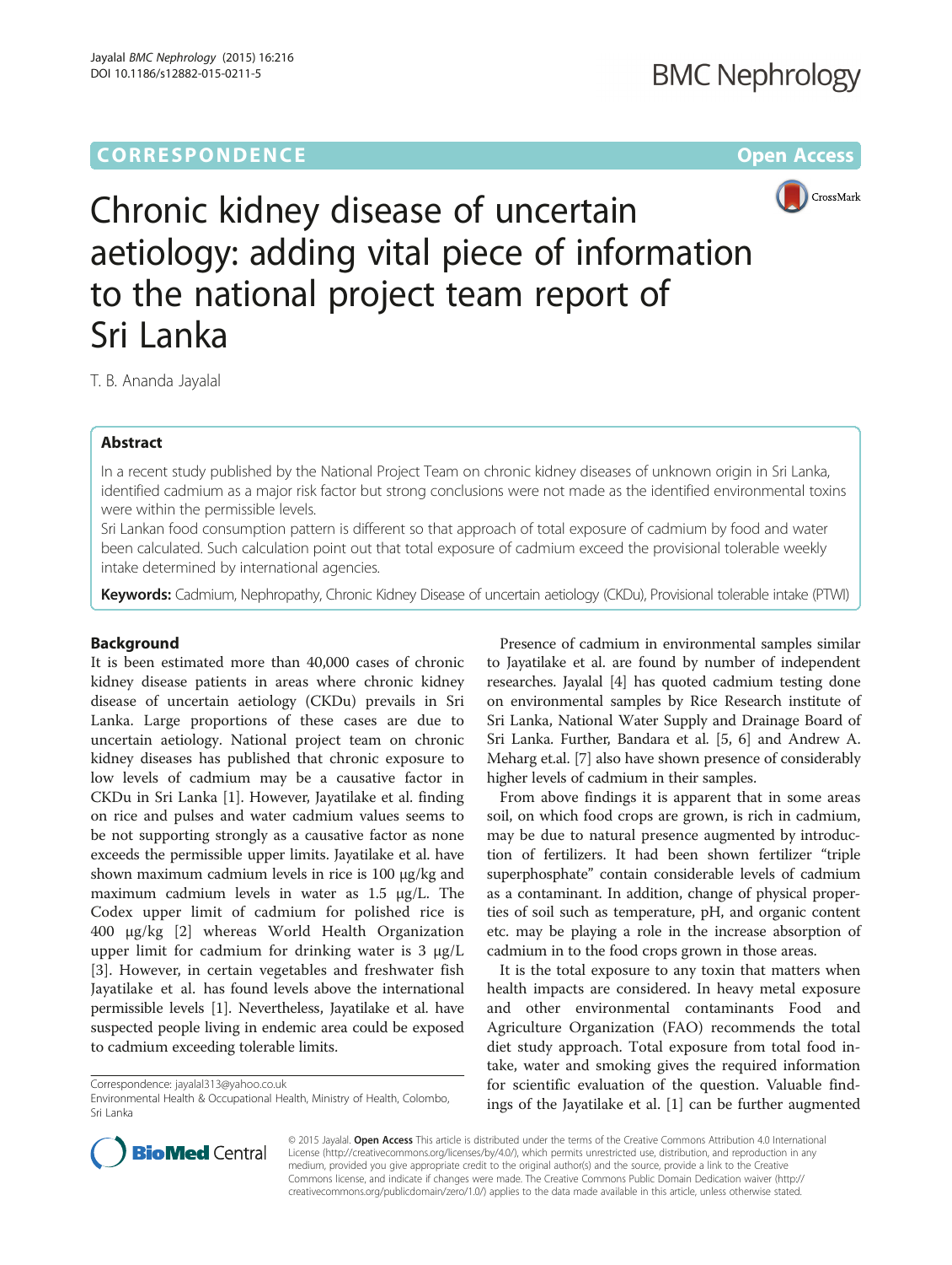CORRESPONDENCE Open Access

# Chronic kidney disease of uncertain aetiology: adding vital piece of information to the national project team report of Sri Lanka

T. B. Ananda Jayalal

## Abstract

In a recent study published by the National Project Team on chronic kidney diseases of unknown origin in Sri Lanka, identified cadmium as a major risk factor but strong conclusions were not made as the identified environmental toxins were within the permissible levels.

Sri Lankan food consumption pattern is different so that approach of total exposure of cadmium by food and water been calculated. Such calculation point out that total exposure of cadmium exceed the provisional tolerable weekly intake determined by international agencies.

**Keywords:** Cadmium, Nephropathy, Chronic Kidney Disease of uncertain aetiology (CKDu), Provisional tolerable intake (PTWI)

## Background

It is been estimated more than 40,000 cases of chronic kidney disease patients in areas where chronic kidney disease of uncertain aetiology (CKDu) prevails in Sri Lanka. Large proportions of these cases are due to uncertain aetiology. National project team on chronic kidney diseases has published that chronic exposure to low levels of cadmium may be a causative factor in CKDu in Sri Lanka [1]. However, Jayatilake et al. finding on rice and pulses and water cadmium values seems to be not supporting strongly as a causative factor as none exceeds the permissible upper limits. Jayatilake et al. have shown maximum cadmium levels in rice is 100 μg/kg and maximum cadmium levels in water as 1.5 μg/L. The Codex upper limit of cadmium for polished rice is 400 μg/kg [2] whereas World Health Organization upper limit for cadmium for drinking water is 3 μg/L [3]. However, in certain vegetables and freshwater fish Jayatilake et al. has found levels above the international permissible levels [1]. Nevertheless, Jayatilake et al. have suspected people living in endemic area could be exposed to cadmium exceeding tolerable limits.

Presence of cadmium in environmental samples similar to Jayatilake et al. are found by number of independent researches. Jayalal [4] has quoted cadmium testing done on environmental samples by Rice Research institute of Sri Lanka, National Water Supply and Drainage Board of Sri Lanka. Further, Bandara et al. [5, 6] and Andrew A. Meharg et.al. [7] also have shown presence of considerably higher levels of cadmium in their samples.

From above findings it is apparent that in some areas soil, on which food crops are grown, is rich in cadmium, may be due to natural presence augmented by introduction of fertilizers. It had been shown fertilizer "triple superphosphate" contain considerable levels of cadmium as a contaminant. In addition, change of physical properties of soil such as temperature, pH, and organic content etc. may be playing a role in the increase absorption of cadmium in to the food crops grown in those areas.

It is the total exposure to any toxin that matters when health impacts are considered. In heavy metal exposure and other environmental contaminants Food and Agriculture Organization (FAO) recommends the total diet study approach. Total exposure from total food intake, water and smoking gives the required information for scientific evaluation of the question. Valuable findings of the Jayatilake et al. [1] can be further augmented

Correspondence: jayalal313@yahoo.co.uk
Environmental Health & Occupational Health, Ministry of Health, Colombo, Sri Lanka

© 2015 Jayalal. **Open Access** This article is distributed under the terms of the Creative Commons Attribution 4.0 International License (http://creativecommons.org/licenses/by/4.0/), which permits unrestricted use, distribution, and reproduction in any medium, provided you give appropriate credit to the original author(s) and the source, provide a link to the Creative Commons license, and indicate if changes were made. The Creative Commons Public Domain Dedication waiver (http://creativecommons.org/publicdomain/zero/1.0/) applies to the data made available in this article, unless otherwise stated.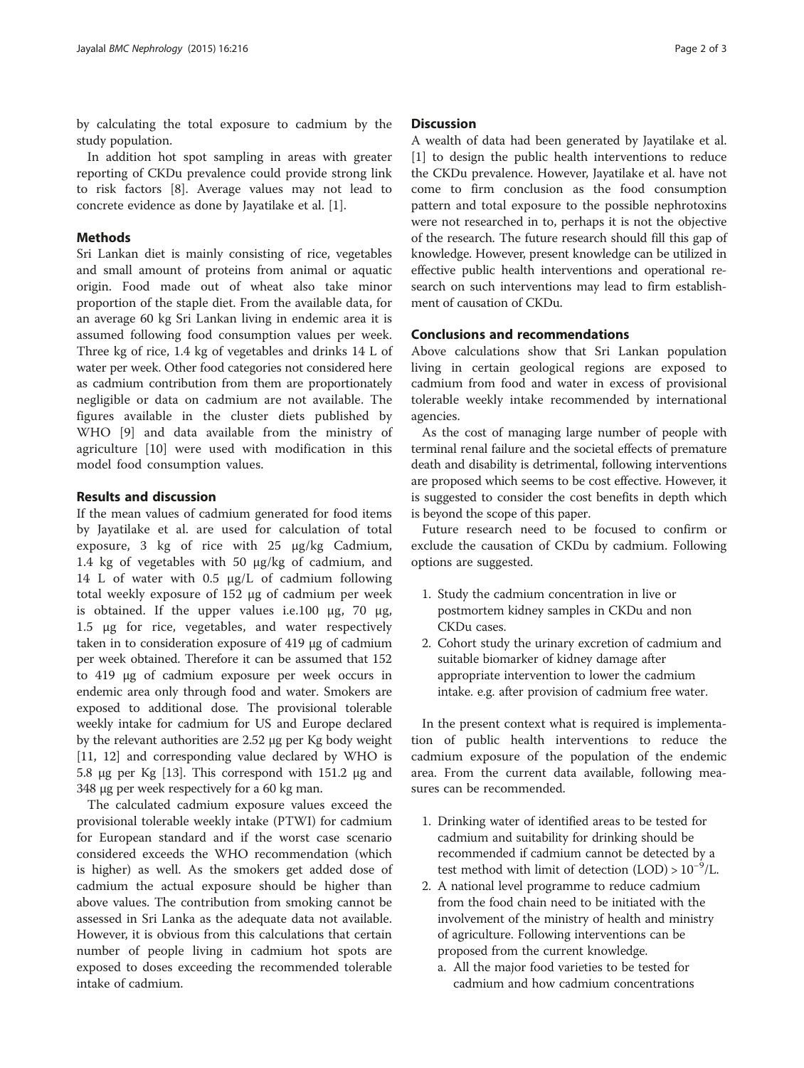by calculating the total exposure to cadmium by the study population.

In addition hot spot sampling in areas with greater reporting of CKDu prevalence could provide strong link to risk factors [8]. Average values may not lead to concrete evidence as done by Jayatilake et al. [1].

## Methods

Sri Lankan diet is mainly consisting of rice, vegetables and small amount of proteins from animal or aquatic origin. Food made out of wheat also take minor proportion of the staple diet. From the available data, for an average 60 kg Sri Lankan living in endemic area it is assumed following food consumption values per week. Three kg of rice, 1.4 kg of vegetables and drinks 14 L of water per week. Other food categories not considered here as cadmium contribution from them are proportionately negligible or data on cadmium are not available. The figures available in the cluster diets published by WHO [9] and data available from the ministry of agriculture [10] were used with modification in this model food consumption values.

## Results and discussion

If the mean values of cadmium generated for food items by Jayatilake et al. are used for calculation of total exposure, 3 kg of rice with 25 μg/kg Cadmium, 1.4 kg of vegetables with 50 μg/kg of cadmium, and 14 L of water with 0.5 μg/L of cadmium following total weekly exposure of 152 μg of cadmium per week is obtained. If the upper values i.e.100 μg, 70 μg, 1.5 μg for rice, vegetables, and water respectively taken in to consideration exposure of 419 μg of cadmium per week obtained. Therefore it can be assumed that 152 to 419 μg of cadmium exposure per week occurs in endemic area only through food and water. Smokers are exposed to additional dose. The provisional tolerable weekly intake for cadmium for US and Europe declared by the relevant authorities are 2.52 μg per Kg body weight [11, 12] and corresponding value declared by WHO is 5.8 μg per Kg [13]. This correspond with 151.2 μg and 348 μg per week respectively for a 60 kg man.

The calculated cadmium exposure values exceed the provisional tolerable weekly intake (PTWI) for cadmium for European standard and if the worst case scenario considered exceeds the WHO recommendation (which is higher) as well. As the smokers get added dose of cadmium the actual exposure should be higher than above values. The contribution from smoking cannot be assessed in Sri Lanka as the adequate data not available. However, it is obvious from this calculations that certain number of people living in cadmium hot spots are exposed to doses exceeding the recommended tolerable intake of cadmium.

## Discussion

A wealth of data had been generated by Jayatilake et al. [1] to design the public health interventions to reduce the CKDu prevalence. However, Jayatilake et al. have not come to firm conclusion as the food consumption pattern and total exposure to the possible nephrotoxins were not researched in to, perhaps it is not the objective of the research. The future research should fill this gap of knowledge. However, present knowledge can be utilized in effective public health interventions and operational research on such interventions may lead to firm establishment of causation of CKDu.

## Conclusions and recommendations

Above calculations show that Sri Lankan population living in certain geological regions are exposed to cadmium from food and water in excess of provisional tolerable weekly intake recommended by international agencies.

As the cost of managing large number of people with terminal renal failure and the societal effects of premature death and disability is detrimental, following interventions are proposed which seems to be cost effective. However, it is suggested to consider the cost benefits in depth which is beyond the scope of this paper.

Future research need to be focused to confirm or exclude the causation of CKDu by cadmium. Following options are suggested.

1. Study the cadmium concentration in live or postmortem kidney samples in CKDu and non CKDu cases.
2. Cohort study the urinary excretion of cadmium and suitable biomarker of kidney damage after appropriate intervention to lower the cadmium intake. e.g. after provision of cadmium free water.

In the present context what is required is implementation of public health interventions to reduce the cadmium exposure of the population of the endemic area. From the current data available, following measures can be recommended.

1. Drinking water of identified areas to be tested for cadmium and suitability for drinking should be recommended if cadmium cannot be detected by a test method with limit of detection (LOD) > $10^{-9}$/L.
2. A national level programme to reduce cadmium from the food chain need to be initiated with the involvement of the ministry of health and ministry of agriculture. Following interventions can be proposed from the current knowledge.
   a. All the major food varieties to be tested for cadmium and how cadmium concentrations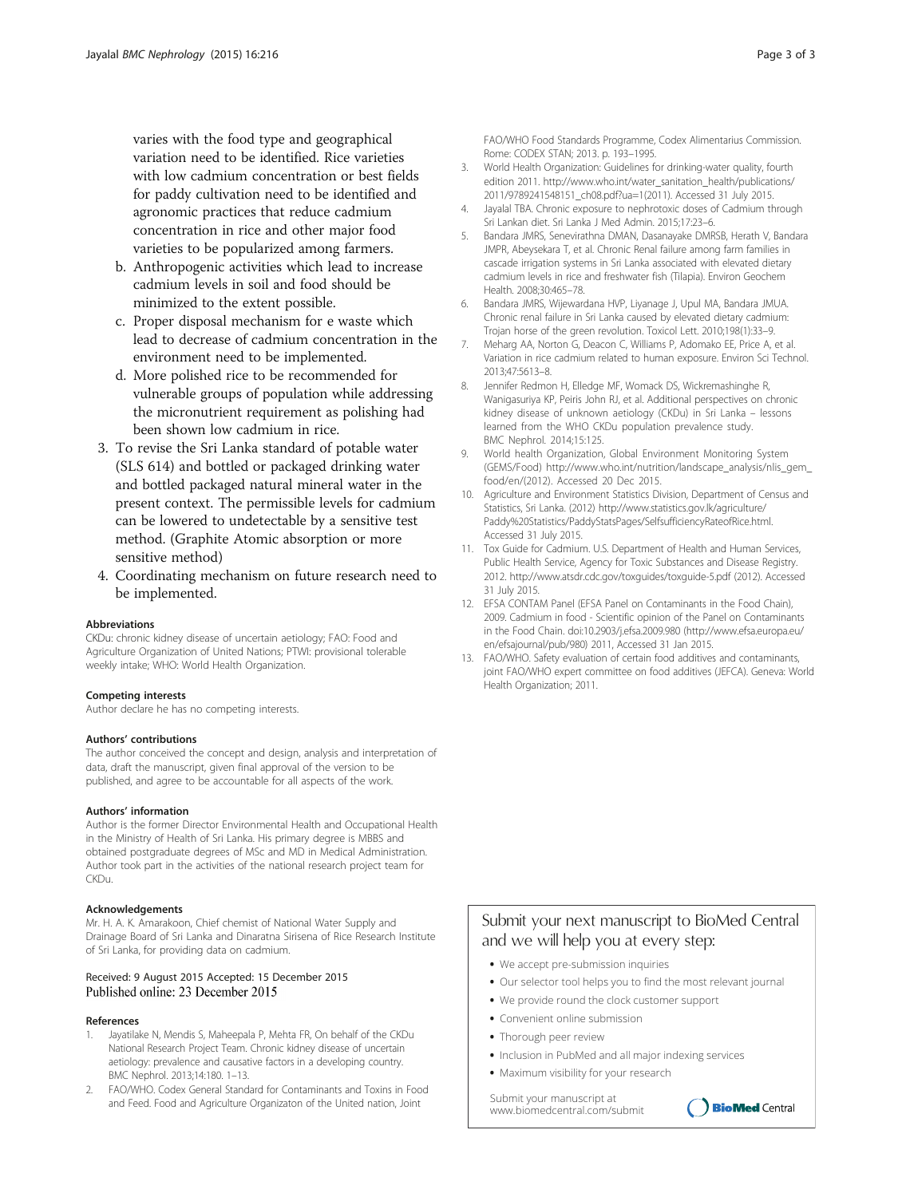varies with the food type and geographical variation need to be identified. Rice varieties with low cadmium concentration or best fields for paddy cultivation need to be identified and agronomic practices that reduce cadmium concentration in rice and other major food varieties to be popularized among farmers.

b. Anthropogenic activities which lead to increase cadmium levels in soil and food should be minimized to the extent possible.
c. Proper disposal mechanism for e waste which lead to decrease of cadmium concentration in the environment need to be implemented.
d. More polished rice to be recommended for vulnerable groups of population while addressing the micronutrient requirement as polishing had been shown low cadmium in rice.

3. To revise the Sri Lanka standard of potable water (SLS 614) and bottled or packaged drinking water and bottled packaged natural mineral water in the present context. The permissible levels for cadmium can be lowered to undetectable by a sensitive test method. (Graphite Atomic absorption or more sensitive method)
4. Coordinating mechanism on future research need to be implemented.

#### Abbreviations

CKDu: chronic kidney disease of uncertain aetiology; FAO: Food and Agriculture Organization of United Nations; PTWI: provisional tolerable weekly intake; WHO: World Health Organization.

#### Competing interests

Author declare he has no competing interests.

#### Authors' contributions

The author conceived the concept and design, analysis and interpretation of data, draft the manuscript, given final approval of the version to be published, and agree to be accountable for all aspects of the work.

#### Authors' information

Author is the former Director Environmental Health and Occupational Health in the Ministry of Health of Sri Lanka. His primary degree is MBBS and obtained postgraduate degrees of MSc and MD in Medical Administration. Author took part in the activities of the national research project team for CKDu.

#### Acknowledgements

Mr. H. A. K. Amarakoon, Chief chemist of National Water Supply and Drainage Board of Sri Lanka and Dinaratna Sirisena of Rice Research Institute of Sri Lanka, for providing data on cadmium.

Received: 9 August 2015 Accepted: 15 December 2015
Published online: 23 December 2015

#### References

1. Jayatilake N, Mendis S, Maheepala P, Mehta FR, On behalf of the CKDu National Research Project Team. Chronic kidney disease of uncertain aetiology: prevalence and causative factors in a developing country. BMC Nephrol. 2013;14:180. 1–13.
2. FAO/WHO. Codex General Standard for Contaminants and Toxins in Food and Feed. Food and Agriculture Organizaton of the United nation, Joint FAO/WHO Food Standards Programme, Codex Alimentarius Commission. Rome: CODEX STAN; 2013. p. 193–1995.
3. World Health Organization: Guidelines for drinking-water quality, fourth edition 2011. http://www.who.int/water_sanitation_health/publications/2011/9789241548151_ch08.pdf?ua=1(2011). Accessed 31 July 2015.
4. Jayalal TBA. Chronic exposure to nephrotoxic doses of Cadmium through Sri Lankan diet. Sri Lanka J Med Admin. 2015;17:23–6.
5. Bandara JMRS, Senevirathna DMAN, Dasanayake DMRSB, Herath V, Bandara JMPR, Abeysekara T, et al. Chronic Renal failure among farm families in cascade irrigation systems in Sri Lanka associated with elevated dietary cadmium levels in rice and freshwater fish (Tilapia). Environ Geochem Health. 2008;30:465–78.
6. Bandara JMRS, Wijewardana HVP, Liyanage J, Upul MA, Bandara JMUA. Chronic renal failure in Sri Lanka caused by elevated dietary cadmium: Trojan horse of the green revolution. Toxicol Lett. 2010;198(1):33–9.
7. Meharg AA, Norton G, Deacon C, Williams P, Adomako EE, Price A, et al. Variation in rice cadmium related to human exposure. Environ Sci Technol. 2013;47:5613–8.
8. Jennifer Redmon H, Elledge MF, Womack DS, Wickremashinghe R, Wanigasuriya KP, Peiris John RJ, et al. Additional perspectives on chronic kidney disease of unknown aetiology (CKDu) in Sri Lanka – lessons learned from the WHO CKDu population prevalence study. BMC Nephrol. 2014;15:125.
9. World health Organization, Global Environment Monitoring System (GEMS/Food) http://www.who.int/nutrition/landscape_analysis/nlis_gem_food/en/(2012). Accessed 20 Dec 2015.
10. Agriculture and Environment Statistics Division, Department of Census and Statistics, Sri Lanka. (2012) http://www.statistics.gov.lk/agriculture/Paddy%20Statistics/PaddyStatsPages/SelfsufficiencyRateofRice.html. Accessed 31 July 2015.
11. Tox Guide for Cadmium. U.S. Department of Health and Human Services, Public Health Service, Agency for Toxic Substances and Disease Registry. 2012. http://www.atsdr.cdc.gov/toxguides/toxguide-5.pdf (2012). Accessed 31 July 2015.
12. EFSA CONTAM Panel (EFSA Panel on Contaminants in the Food Chain), 2009. Cadmium in food - Scientific opinion of the Panel on Contaminants in the Food Chain. doi:10.2903/j.efsa.2009.980 (http://www.efsa.europa.eu/en/efsajournal/pub/980) 2011, Accessed 31 Jan 2015.
13. FAO/WHO. Safety evaluation of certain food additives and contaminants, joint FAO/WHO expert committee on food additives (JEFCA). Geneva: World Health Organization; 2011.

Submit your next manuscript to BioMed Central and we will help you at every step:

- We accept pre-submission inquiries
- Our selector tool helps you to find the most relevant journal
- We provide round the clock customer support
- Convenient online submission
- Thorough peer review
- Inclusion in PubMed and all major indexing services
- Maximum visibility for your research

Submit your manuscript at www.biomedcentral.com/submit